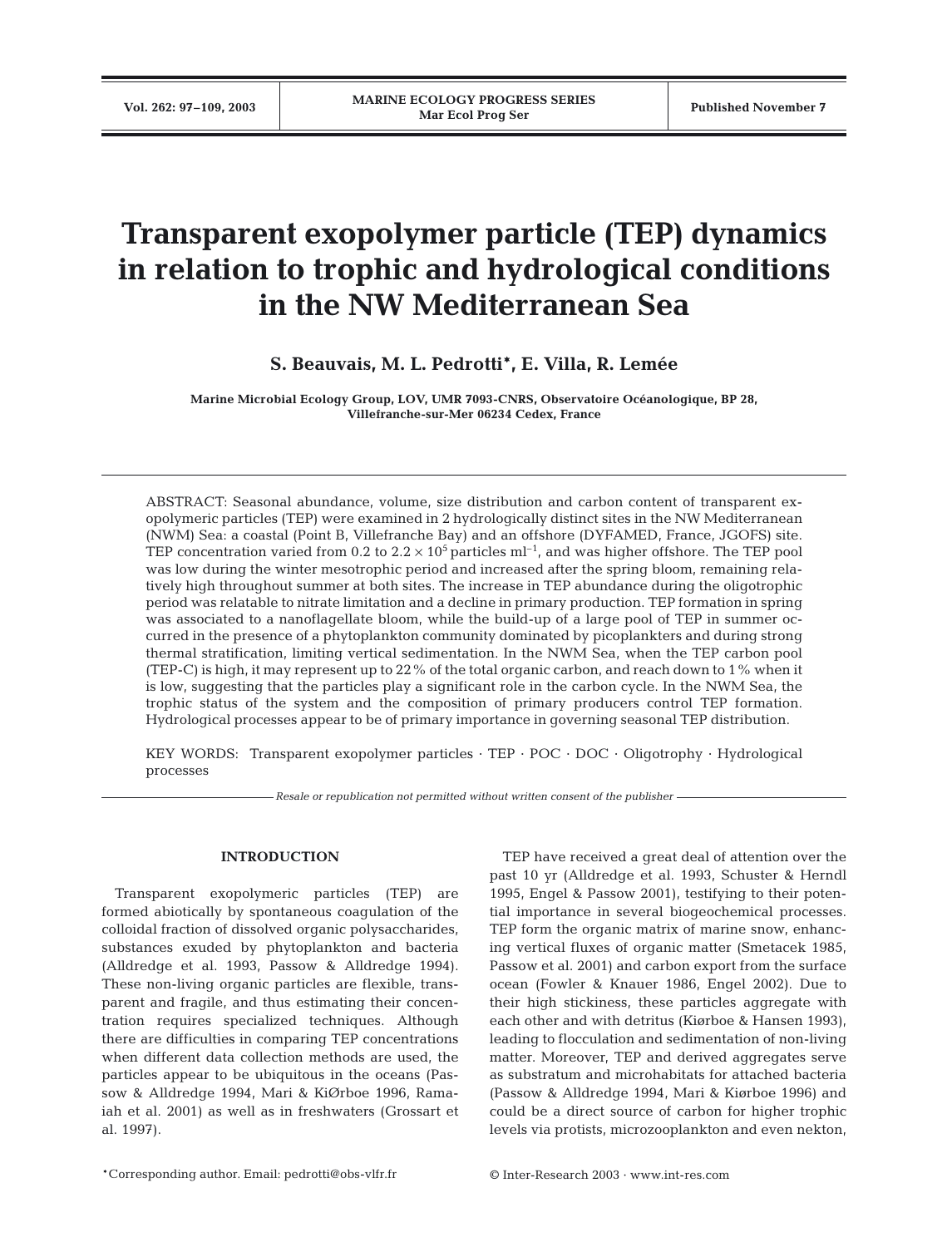# Transparent exopolymer particle (TEP) dynamics in relation to trophic and hydrological conditions in the NW Mediterranean Sea

**S. Beauvais, M. L. Pedrotti*, E. Villa, R. Lemée**

**Marine Microbial Ecology Group, LOV, UMR 7093-CNRS, Observatoire Océanologique, BP 28, Villefranche-sur-Mer 06234 Cedex, France**

ABSTRACT: Seasonal abundance, volume, size distribution and carbon content of transparent exopolymeric particles (TEP) were examined in 2 hydrologically distinct sites in the NW Mediterranean (NWM) Sea: a coastal (Point B, Villefranche Bay) and an offshore (DYFAMED, France, JGOFS) site. TEP concentration varied from 0.2 to $2.2 \times 10^5$ particles ml$^{-1}$, and was higher offshore. The TEP pool was low during the winter mesotrophic period and increased after the spring bloom, remaining relatively high throughout summer at both sites. The increase in TEP abundance during the oligotrophic period was relatable to nitrate limitation and a decline in primary production. TEP formation in spring was associated to a nanoflagellate bloom, while the build-up of a large pool of TEP in summer occurred in the presence of a phytoplankton community dominated by picoplankters and during strong thermal stratification, limiting vertical sedimentation. In the NWM Sea, when the TEP carbon pool (TEP-C) is high, it may represent up to 22% of the total organic carbon, and reach down to 1% when it is low, suggesting that the particles play a significant role in the carbon cycle. In the NWM Sea, the trophic status of the system and the composition of primary producers control TEP formation. Hydrological processes appear to be of primary importance in governing seasonal TEP distribution.

KEY WORDS: Transparent exopolymer particles · TEP · POC · DOC · Oligotrophy · Hydrological processes

*Resale or republication not permitted without written consent of the publisher*

## INTRODUCTION

Transparent exopolymeric particles (TEP) are formed abiotically by spontaneous coagulation of the colloidal fraction of dissolved organic polysaccharides, substances exuded by phytoplankton and bacteria (Alldredge et al. 1993, Passow & Alldredge 1994). These non-living organic particles are flexible, transparent and fragile, and thus estimating their concentration requires specialized techniques. Although there are difficulties in comparing TEP concentrations when different data collection methods are used, the particles appear to be ubiquitous in the oceans (Passow & Alldredge 1994, Mari & KiØrboe 1996, Ramaiah et al. 2001) as well as in freshwaters (Grossart et al. 1997).

TEP have received a great deal of attention over the past 10 yr (Alldredge et al. 1993, Schuster & Herndl 1995, Engel & Passow 2001), testifying to their potential importance in several biogeochemical processes. TEP form the organic matrix of marine snow, enhancing vertical fluxes of organic matter (Smetacek 1985, Passow et al. 2001) and carbon export from the surface ocean (Fowler & Knauer 1986, Engel 2002). Due to their high stickiness, these particles aggregate with each other and with detritus (Kiørboe & Hansen 1993), leading to flocculation and sedimentation of non-living matter. Moreover, TEP and derived aggregates serve as substratum and microhabitats for attached bacteria (Passow & Alldredge 1994, Mari & Kiørboe 1996) and could be a direct source of carbon for higher trophic levels via protists, microzooplankton and even nekton,

*Corresponding author. Email: pedrotti@obs-vlfr.fr

© Inter-Research 2003 · www.int-res.com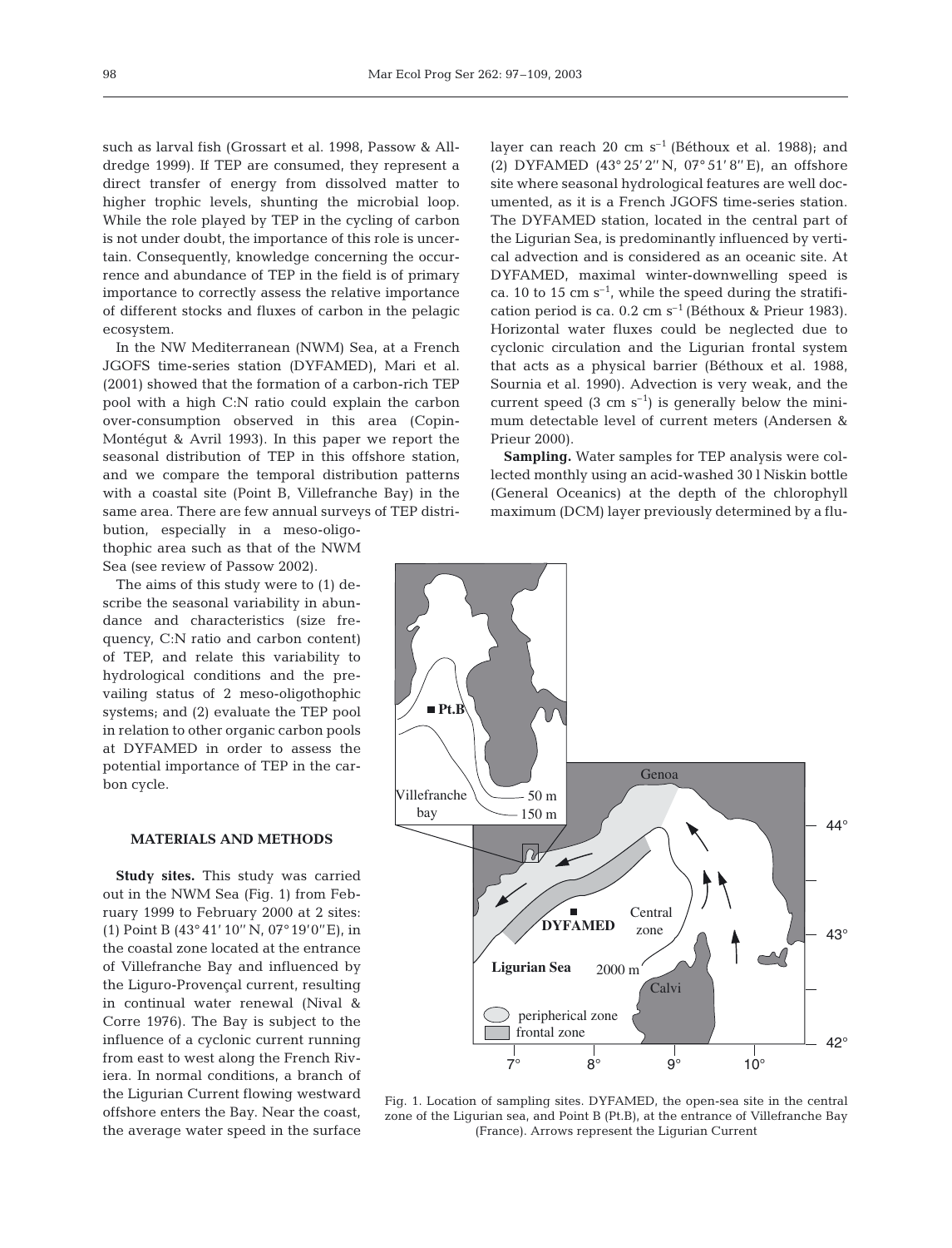such as larval fish (Grossart et al. 1998, Passow & Alldredge 1999). If TEP are consumed, they represent a direct transfer of energy from dissolved matter to higher trophic levels, shunting the microbial loop. While the role played by TEP in the cycling of carbon is not under doubt, the importance of this role is uncertain. Consequently, knowledge concerning the occurrence and abundance of TEP in the field is of primary importance to correctly assess the relative importance of different stocks and fluxes of carbon in the pelagic ecosystem.

In the NW Mediterranean (NWM) Sea, at a French JGOFS time-series station (DYFAMED), Mari et al. (2001) showed that the formation of a carbon-rich TEP pool with a high C:N ratio could explain the carbon over-consumption observed in this area (Copin-Montégut & Avril 1993). In this paper we report the seasonal distribution of TEP in this offshore station, and we compare the temporal distribution patterns with a coastal site (Point B, Villefranche Bay) in the same area. There are few annual surveys of TEP distribution, especially in a meso-oligothophic area such as that of the NWM Sea (see review of Passow 2002).

The aims of this study were to (1) describe the seasonal variability in abundance and characteristics (size frequency, C:N ratio and carbon content) of TEP, and relate this variability to hydrological conditions and the prevailing status of 2 meso-oligothophic systems; and (2) evaluate the TEP pool in relation to other organic carbon pools at DYFAMED in order to assess the potential importance of TEP in the carbon cycle.

## MATERIALS AND METHODS

**Study sites.** This study was carried out in the NWM Sea (Fig. 1) from February 1999 to February 2000 at 2 sites: (1) Point B (43° 41′ 10″ N, 07° 19′ 0″ E), in the coastal zone located at the entrance of Villefranche Bay and influenced by the Liguro-Provençal current, resulting in continual water renewal (Nival & Corre 1976). The Bay is subject to the influence of a cyclonic current running from east to west along the French Riviera. In normal conditions, a branch of the Ligurian Current flowing westward offshore enters the Bay. Near the coast, the average water speed in the surface layer can reach 20 cm $s^{-1}$ (Béthoux et al. 1988); and (2) DYFAMED (43° 25′ 2″ N, 07° 51′ 8″ E), an offshore site where seasonal hydrological features are well documented, as it is a French JGOFS time-series station. The DYFAMED station, located in the central part of the Ligurian Sea, is predominantly influenced by vertical advection and is considered as an oceanic site. At DYFAMED, maximal winter-downwelling speed is ca. 10 to 15 cm $s^{-1}$, while the speed during the stratification period is ca. 0.2 cm $s^{-1}$ (Béthoux & Prieur 1983). Horizontal water fluxes could be neglected due to cyclonic circulation and the Ligurian frontal system that acts as a physical barrier (Béthoux et al. 1988, Sournia et al. 1990). Advection is very weak, and the current speed (3 cm $s^{-1}$) is generally below the minimum detectable level of current meters (Andersen & Prieur 2000).

**Sampling.** Water samples for TEP analysis were collected monthly using an acid-washed 30 l Niskin bottle (General Oceanics) at the depth of the chlorophyll maximum (DCM) layer previously determined by a flu-

Fig. 1. Location of sampling sites. DYFAMED, the open-sea site in the central zone of the Ligurian sea, and Point B (Pt.B), at the entrance of Villefranche Bay (France). Arrows represent the Ligurian Current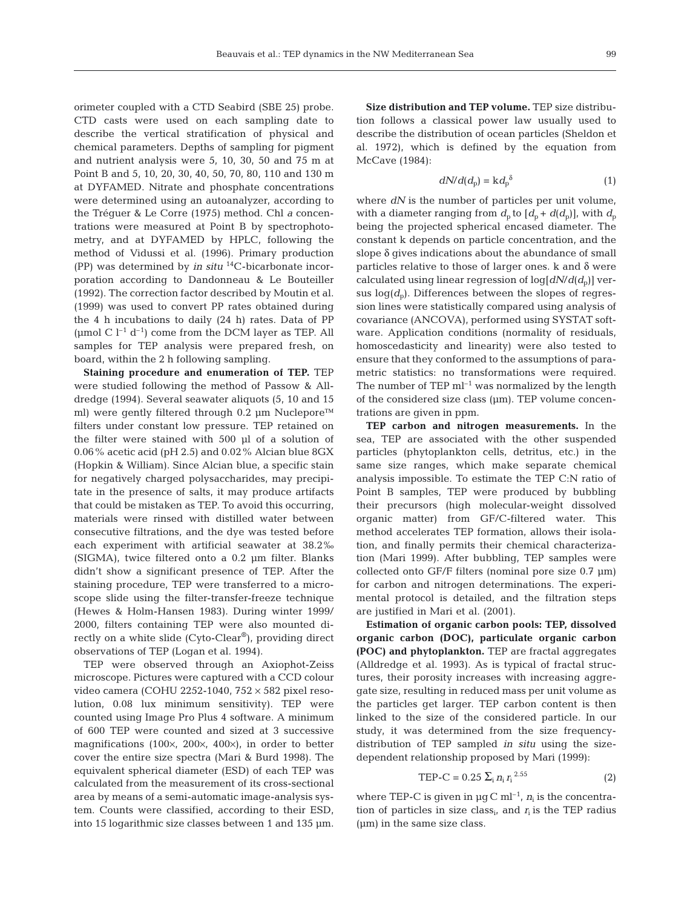orimeter coupled with a CTD Seabird (SBE 25) probe. CTD casts were used on each sampling date to describe the vertical stratification of physical and chemical parameters. Depths of sampling for pigment and nutrient analysis were 5, 10, 30, 50 and 75 m at Point B and 5, 10, 20, 30, 40, 50, 70, 80, 110 and 130 m at DYFAMED. Nitrate and phosphate concentrations were determined using an autoanalyzer, according to the Tréguer & Le Corre (1975) method. Chl *a* concentrations were measured at Point B by spectrophotometry, and at DYFAMED by HPLC, following the method of Vidussi et al. (1996). Primary production (PP) was determined by *in situ* $^{14}$C-bicarbonate incorporation according to Dandonneau & Le Bouteiller (1992). The correction factor described by Moutin et al. (1999) was used to convert PP rates obtained during the 4 h incubations to daily (24 h) rates. Data of PP (µmol C $l^{-1}$ $d^{-1}$) come from the DCM layer as TEP. All samples for TEP analysis were prepared fresh, on board, within the 2 h following sampling.

**Staining procedure and enumeration of TEP.** TEP were studied following the method of Passow & Alldredge (1994). Several seawater aliquots (5, 10 and 15 ml) were gently filtered through 0.2 µm Nuclepore™ filters under constant low pressure. TEP retained on the filter were stained with 500 µl of a solution of 0.06% acetic acid (pH 2.5) and 0.02% Alcian blue 8GX (Hopkin & William). Since Alcian blue, a specific stain for negatively charged polysaccharides, may precipitate in the presence of salts, it may produce artifacts that could be mistaken as TEP. To avoid this occurring, materials were rinsed with distilled water between consecutive filtrations, and the dye was tested before each experiment with artificial seawater at 38.2‰ (SIGMA), twice filtered onto a 0.2 µm filter. Blanks didn't show a significant presence of TEP. After the staining procedure, TEP were transferred to a microscope slide using the filter-transfer-freeze technique (Hewes & Holm-Hansen 1983). During winter 1999/2000, filters containing TEP were also mounted directly on a white slide (Cyto-Clear®), providing direct observations of TEP (Logan et al. 1994).

TEP were observed through an Axiophot-Zeiss microscope. Pictures were captured with a CCD colour video camera (COHU 2252-1040, 752 × 582 pixel resolution, 0.08 lux minimum sensitivity). TEP were counted using Image Pro Plus 4 software. A minimum of 600 TEP were counted and sized at 3 successive magnifications (100×, 200×, 400×), in order to better cover the entire size spectra (Mari & Burd 1998). The equivalent spherical diameter (ESD) of each TEP was calculated from the measurement of its cross-sectional area by means of a semi-automatic image-analysis system. Counts were classified, according to their ESD, into 15 logarithmic size classes between 1 and 135 µm.

**Size distribution and TEP volume.** TEP size distribution follows a classical power law usually used to describe the distribution of ocean particles (Sheldon et al. 1972), which is defined by the equation from McCave (1984):

$$dN/d(d_p) = k d_p^{\delta} \qquad (1)$$

where $dN$ is the number of particles per unit volume, with a diameter ranging from $d_p$ to $[d_p + d(d_p)]$, with $d_p$ being the projected spherical encased diameter. The constant k depends on particle concentration, and the slope δ gives indications about the abundance of small particles relative to those of larger ones. k and δ were calculated using linear regression of $\log[dN/d(d_p)]$ versus $\log(d_p)$. Differences between the slopes of regression lines were statistically compared using analysis of covariance (ANCOVA), performed using SYSTAT software. Application conditions (normality of residuals, homoscedasticity and linearity) were also tested to ensure that they conformed to the assumptions of parametric statistics: no transformations were required. The number of TEP $ml^{-1}$ was normalized by the length of the considered size class (µm). TEP volume concentrations are given in ppm.

**TEP carbon and nitrogen measurements.** In the sea, TEP are associated with the other suspended particles (phytoplankton cells, detritus, etc.) in the same size ranges, which make separate chemical analysis impossible. To estimate the TEP C:N ratio of Point B samples, TEP were produced by bubbling their precursors (high molecular-weight dissolved organic matter) from GF/C-filtered water. This method accelerates TEP formation, allows their isolation, and finally permits their chemical characterization (Mari 1999). After bubbling, TEP samples were collected onto GF/F filters (nominal pore size 0.7 µm) for carbon and nitrogen determinations. The experimental protocol is detailed, and the filtration steps are justified in Mari et al. (2001).

**Estimation of organic carbon pools: TEP, dissolved organic carbon (DOC), particulate organic carbon (POC) and phytoplankton.** TEP are fractal aggregates (Alldredge et al. 1993). As is typical of fractal structures, their porosity increases with increasing aggregate size, resulting in reduced mass per unit volume as the particles get larger. TEP carbon content is then linked to the size of the considered particle. In our study, it was determined from the size frequency-distribution of TEP sampled *in situ* using the size-dependent relationship proposed by Mari (1999):

$$\text{TEP-C} = 0.25 \sum_i n_i r_i^{2.55} \qquad (2)$$

where TEP-C is given in µg C $ml^{-1}$, $n_i$ is the concentration of particles in size class$_i$, and $r_i$ is the TEP radius (µm) in the same size class.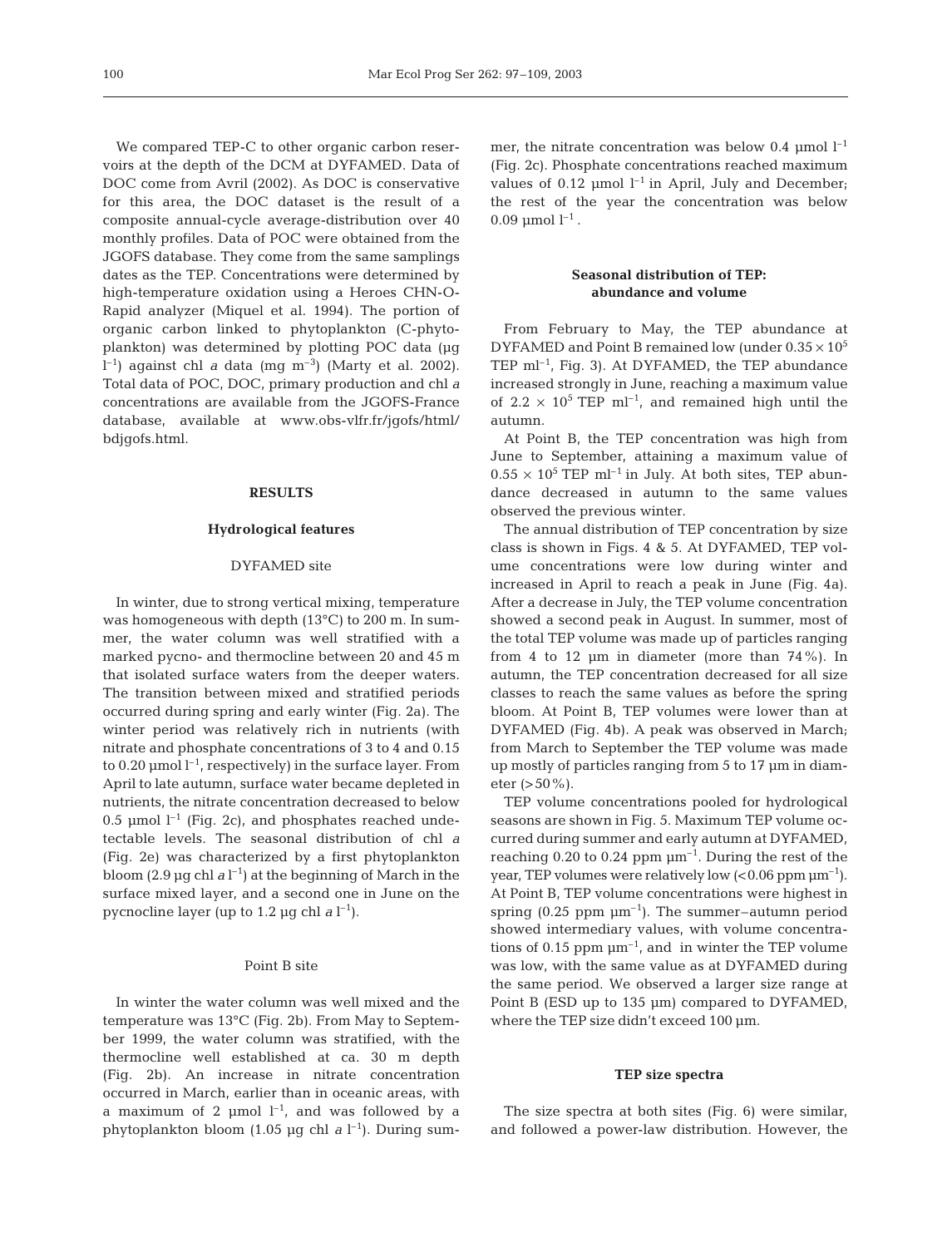We compared TEP-C to other organic carbon reservoirs at the depth of the DCM at DYFAMED. Data of DOC come from Avril (2002). As DOC is conservative for this area, the DOC dataset is the result of a composite annual-cycle average-distribution over 40 monthly profiles. Data of POC were obtained from the JGOFS database. They come from the same samplings dates as the TEP. Concentrations were determined by high-temperature oxidation using a Heroes CHN-O-Rapid analyzer (Miquel et al. 1994). The portion of organic carbon linked to phytoplankton (C-phytoplankton) was determined by plotting POC data (µg $l^{-1}$) against chl *a* data (mg $m^{-3}$) (Marty et al. 2002). Total data of POC, DOC, primary production and chl *a* concentrations are available from the JGOFS-France database, available at www.obs-vlfr.fr/jgofs/html/bdjgofs.html.

## RESULTS

### Hydrological features

#### DYFAMED site

In winter, due to strong vertical mixing, temperature was homogeneous with depth (13°C) to 200 m. In summer, the water column was well stratified with a marked pycno- and thermocline between 20 and 45 m that isolated surface waters from the deeper waters. The transition between mixed and stratified periods occurred during spring and early winter (Fig. 2a). The winter period was relatively rich in nutrients (with nitrate and phosphate concentrations of 3 to 4 and 0.15 to 0.20 µmol $l^{-1}$, respectively) in the surface layer. From April to late autumn, surface water became depleted in nutrients, the nitrate concentration decreased to below 0.5 µmol $l^{-1}$ (Fig. 2c), and phosphates reached undetectable levels. The seasonal distribution of chl *a* (Fig. 2e) was characterized by a first phytoplankton bloom (2.9 µg chl *a* $l^{-1}$) at the beginning of March in the surface mixed layer, and a second one in June on the pycnocline layer (up to 1.2 µg chl *a* $l^{-1}$).

#### Point B site

In winter the water column was well mixed and the temperature was 13°C (Fig. 2b). From May to September 1999, the water column was stratified, with the thermocline well established at ca. 30 m depth (Fig. 2b). An increase in nitrate concentration occurred in March, earlier than in oceanic areas, with a maximum of 2 µmol $l^{-1}$, and was followed by a phytoplankton bloom (1.05 µg chl *a* $l^{-1}$). During summer, the nitrate concentration was below 0.4 µmol $l^{-1}$ (Fig. 2c). Phosphate concentrations reached maximum values of 0.12 µmol $l^{-1}$ in April, July and December; the rest of the year the concentration was below 0.09 µmol $l^{-1}$.

### Seasonal distribution of TEP: abundance and volume

From February to May, the TEP abundance at DYFAMED and Point B remained low (under $0.35 \times 10^5$ TEP $ml^{-1}$, Fig. 3). At DYFAMED, the TEP abundance increased strongly in June, reaching a maximum value of $2.2 \times 10^5$ TEP $ml^{-1}$, and remained high until the autumn.

At Point B, the TEP concentration was high from June to September, attaining a maximum value of $0.55 \times 10^5$ TEP $ml^{-1}$ in July. At both sites, TEP abundance decreased in autumn to the same values observed the previous winter.

The annual distribution of TEP concentration by size class is shown in Figs. 4 & 5. At DYFAMED, TEP volume concentrations were low during winter and increased in April to reach a peak in June (Fig. 4a). After a decrease in July, the TEP volume concentration showed a second peak in August. In summer, most of the total TEP volume was made up of particles ranging from 4 to 12 µm in diameter (more than 74%). In autumn, the TEP concentration decreased for all size classes to reach the same values as before the spring bloom. At Point B, TEP volumes were lower than at DYFAMED (Fig. 4b). A peak was observed in March; from March to September the TEP volume was made up mostly of particles ranging from 5 to 17 µm in diameter (>50%).

TEP volume concentrations pooled for hydrological seasons are shown in Fig. 5. Maximum TEP volume occurred during summer and early autumn at DYFAMED, reaching 0.20 to 0.24 ppm $µm^{-1}$. During the rest of the year, TEP volumes were relatively low (<0.06 ppm $µm^{-1}$). At Point B, TEP volume concentrations were highest in spring (0.25 ppm $µm^{-1}$). The summer–autumn period showed intermediary values, with volume concentrations of 0.15 ppm $µm^{-1}$, and in winter the TEP volume was low, with the same value as at DYFAMED during the same period. We observed a larger size range at Point B (ESD up to 135 µm) compared to DYFAMED, where the TEP size didn't exceed 100 µm.

### TEP size spectra

The size spectra at both sites (Fig. 6) were similar, and followed a power-law distribution. However, the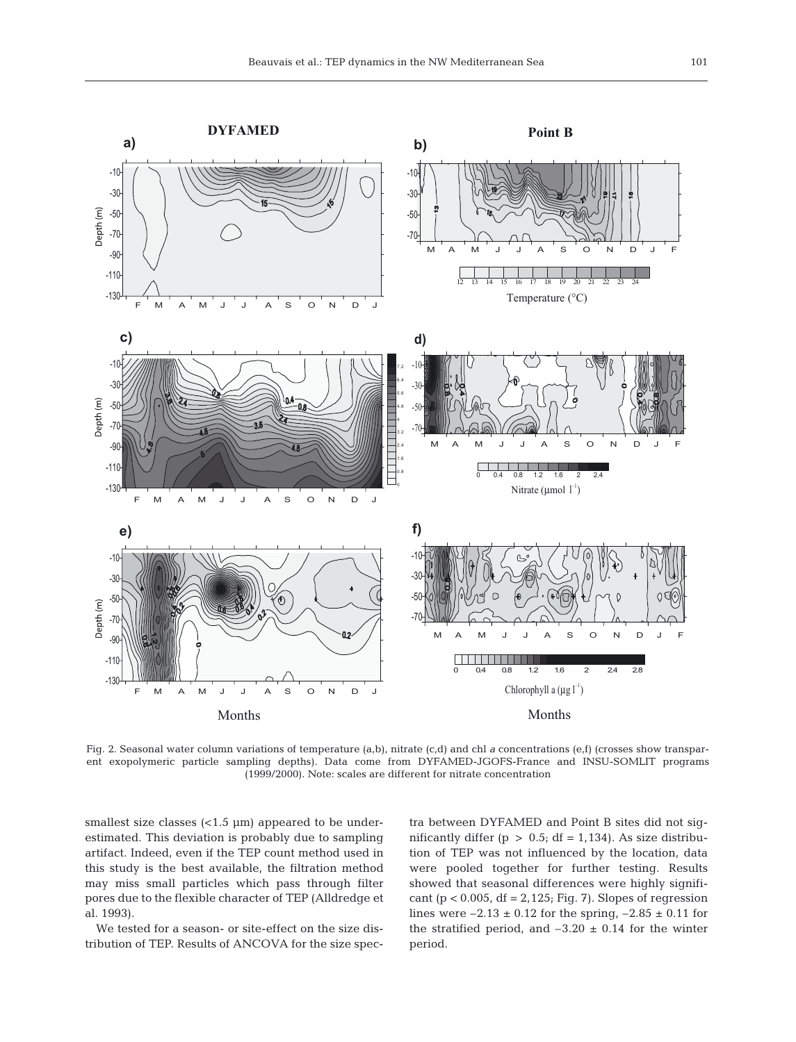Fig. 2. Seasonal water column variations of temperature (a,b), nitrate (c,d) and chl *a* concentrations (e,f) (crosses show transparent exopolymeric particle sampling depths). Data come from DYFAMED-JGOFS-France and INSU-SOMLIT programs (1999/2000). Note: scales are different for nitrate concentration

smallest size classes (<1.5 µm) appeared to be underestimated. This deviation is probably due to sampling artifact. Indeed, even if the TEP count method used in this study is the best available, the filtration method may miss small particles which pass through filter pores due to the flexible character of TEP (Alldredge et al. 1993).

We tested for a season- or site-effect on the size distribution of TEP. Results of ANCOVA for the size spectra between DYFAMED and Point B sites did not significantly differ ($p > 0.5$; df = 1,134). As size distribution of TEP was not influenced by the location, data were pooled together for further testing. Results showed that seasonal differences were highly significant ($p < 0.005$, df = 2,125; Fig. 7). Slopes of regression lines were $-2.13 \pm 0.12$ for the spring, $-2.85 \pm 0.11$ for the stratified period, and $-3.20 \pm 0.14$ for the winter period.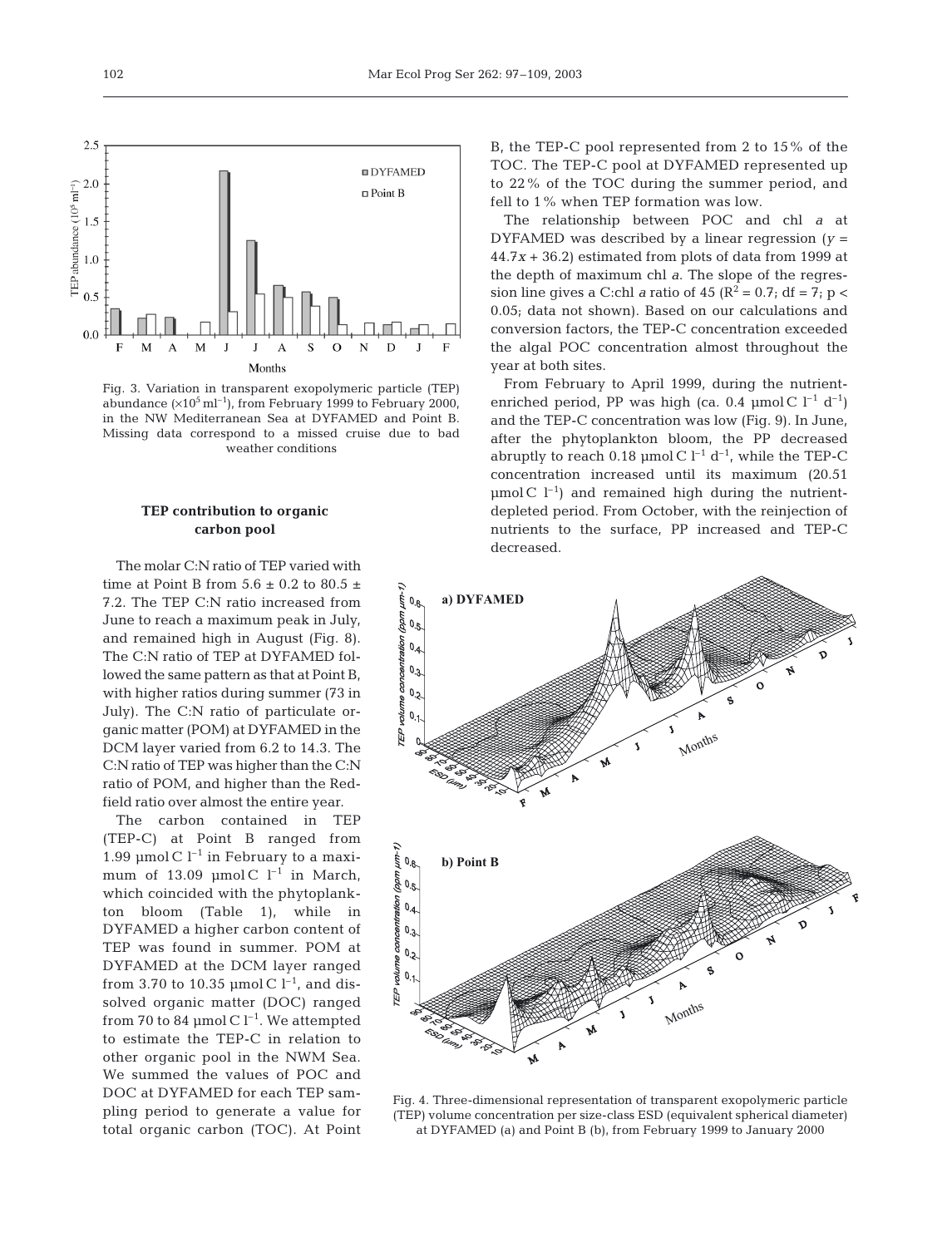Fig. 3. Variation in transparent exopolymeric particle (TEP) abundance ($\times 10^5$ ml$^{-1}$), from February 1999 to February 2000, in the NW Mediterranean Sea at DYFAMED and Point B. Missing data correspond to a missed cruise due to bad weather conditions

### TEP contribution to organic carbon pool

The molar C:N ratio of TEP varied with time at Point B from 5.6 ± 0.2 to 80.5 ± 7.2. The TEP C:N ratio increased from June to reach a maximum peak in July, and remained high in August (Fig. 8). The C:N ratio of TEP at DYFAMED followed the same pattern as that at Point B, with higher ratios during summer (73 in July). The C:N ratio of particulate organic matter (POM) at DYFAMED in the DCM layer varied from 6.2 to 14.3. The C:N ratio of TEP was higher than the C:N ratio of POM, and higher than the Redfield ratio over almost the entire year.

The carbon contained in TEP (TEP-C) at Point B ranged from 1.99 µmol C l$^{-1}$ in February to a maximum of 13.09 µmol C l$^{-1}$ in March, which coincided with the phytoplankton bloom (Table 1), while in DYFAMED a higher carbon content of TEP was found in summer. POM at DYFAMED at the DCM layer ranged from 3.70 to 10.35 µmol C l$^{-1}$, and dissolved organic matter (DOC) ranged from 70 to 84 µmol C l$^{-1}$. We attempted to estimate the TEP-C in relation to other organic pool in the NWM Sea. We summed the values of POC and DOC at DYFAMED for each TEP sampling period to generate a value for total organic carbon (TOC). At Point B, the TEP-C pool represented from 2 to 15% of the TOC. The TEP-C pool at DYFAMED represented up to 22% of the TOC during the summer period, and fell to 1% when TEP formation was low.

The relationship between POC and chl *a* at DYFAMED was described by a linear regression ($y = 44.7x + 36.2$) estimated from plots of data from 1999 at the depth of maximum chl *a*. The slope of the regression line gives a C:chl *a* ratio of 45 ($R^2 = 0.7$; df = 7; $p < 0.05$; data not shown). Based on our calculations and conversion factors, the TEP-C concentration exceeded the algal POC concentration almost throughout the year at both sites.

From February to April 1999, during the nutrient-enriched period, PP was high (ca. 0.4 µmol C l$^{-1}$ d$^{-1}$) and the TEP-C concentration was low (Fig. 9). In June, after the phytoplankton bloom, the PP decreased abruptly to reach 0.18 µmol C l$^{-1}$ d$^{-1}$, while the TEP-C concentration increased until its maximum (20.51 µmol C l$^{-1}$) and remained high during the nutrient-depleted period. From October, with the reinjection of nutrients to the surface, PP increased and TEP-C decreased.

Fig. 4. Three-dimensional representation of transparent exopolymeric particle (TEP) volume concentration per size-class ESD (equivalent spherical diameter) at DYFAMED (a) and Point B (b), from February 1999 to January 2000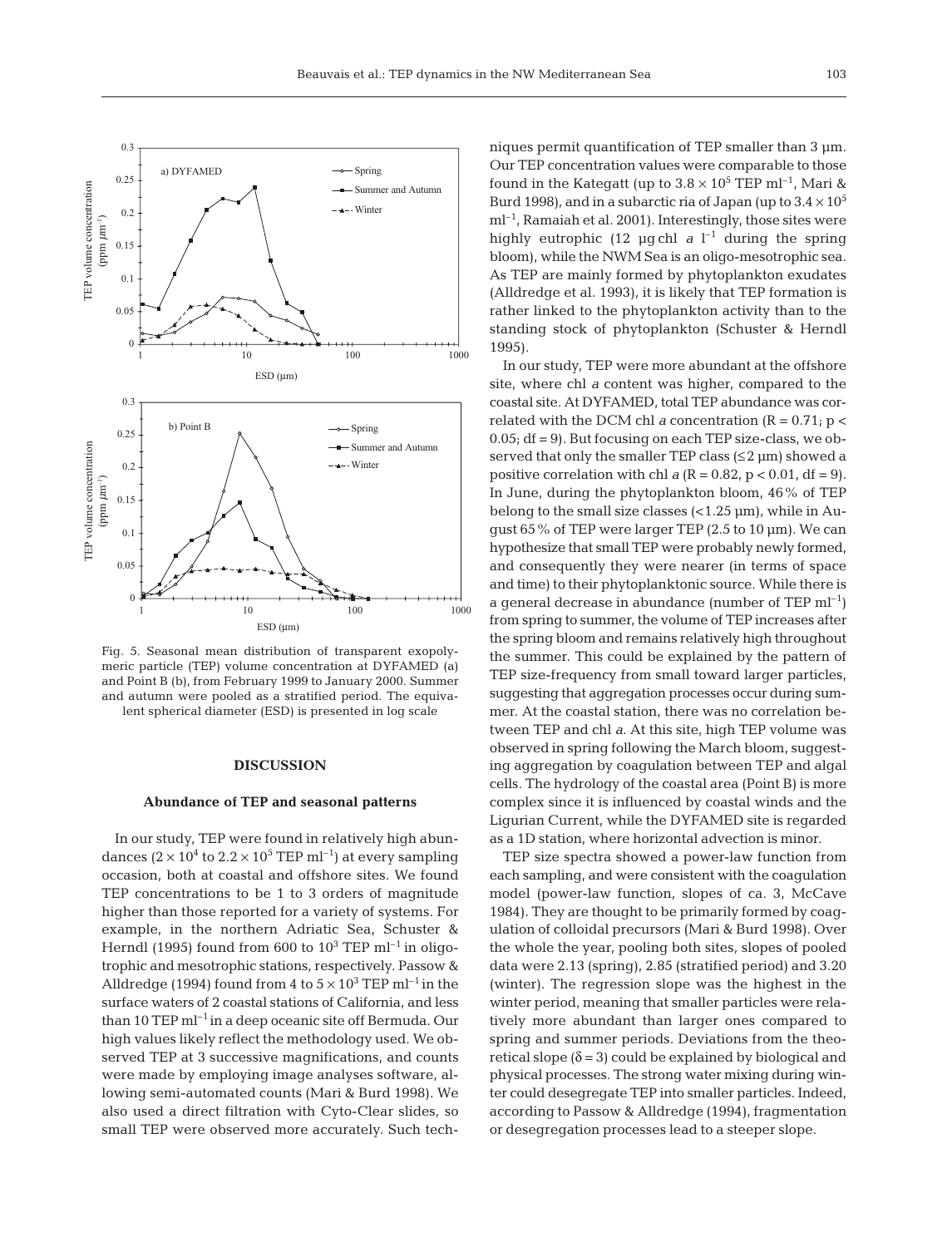Fig. 5. Seasonal mean distribution of transparent exopolymeric particle (TEP) volume concentration at DYFAMED (a) and Point B (b), from February 1999 to January 2000. Summer and autumn were pooled as a stratified period. The equivalent spherical diameter (ESD) is presented in log scale

## DISCUSSION

### Abundance of TEP and seasonal patterns

In our study, TEP were found in relatively high abundances ($2 \times 10^4$ to $2.2 \times 10^5$ TEP ml$^{-1}$) at every sampling occasion, both at coastal and offshore sites. We found TEP concentrations to be 1 to 3 orders of magnitude higher than those reported for a variety of systems. For example, in the northern Adriatic Sea, Schuster & Herndl (1995) found from 600 to $10^3$ TEP ml$^{-1}$ in oligotrophic and mesotrophic stations, respectively. Passow & Alldredge (1994) found from 4 to $5 \times 10^3$ TEP ml$^{-1}$ in the surface waters of 2 coastal stations of California, and less than 10 TEP ml$^{-1}$ in a deep oceanic site off Bermuda. Our high values likely reflect the methodology used. We observed TEP at 3 successive magnifications, and counts were made by employing image analyses software, allowing semi-automated counts (Mari & Burd 1998). We also used a direct filtration with Cyto-Clear slides, so small TEP were observed more accurately. Such techniques permit quantification of TEP smaller than 3 µm. Our TEP concentration values were comparable to those found in the Kategatt (up to $3.8 \times 10^5$ TEP ml$^{-1}$, Mari & Burd 1998), and in a subarctic ria of Japan (up to $3.4 \times 10^5$ ml$^{-1}$, Ramaiah et al. 2001). Interestingly, those sites were highly eutrophic (12 µg chl *a* l$^{-1}$ during the spring bloom), while the NWM Sea is an oligo-mesotrophic sea. As TEP are mainly formed by phytoplankton exudates (Alldredge et al. 1993), it is likely that TEP formation is rather linked to the phytoplankton activity than to the standing stock of phytoplankton (Schuster & Herndl 1995).

In our study, TEP were more abundant at the offshore site, where chl *a* content was higher, compared to the coastal site. At DYFAMED, total TEP abundance was correlated with the DCM chl *a* concentration ($R = 0.71$; $p < 0.05$; df = 9). But focusing on each TEP size-class, we observed that only the smaller TEP class (≤2 µm) showed a positive correlation with chl *a* ($R = 0.82$, $p < 0.01$, df = 9). In June, during the phytoplankton bloom, 46% of TEP belong to the small size classes (<1.25 µm), while in August 65% of TEP were larger TEP (2.5 to 10 µm). We can hypothesize that small TEP were probably newly formed, and consequently they were nearer (in terms of space and time) to their phytoplanktonic source. While there is a general decrease in abundance (number of TEP ml$^{-1}$) from spring to summer, the volume of TEP increases after the spring bloom and remains relatively high throughout the summer. This could be explained by the pattern of TEP size-frequency from small toward larger particles, suggesting that aggregation processes occur during summer. At the coastal station, there was no correlation between TEP and chl *a*. At this site, high TEP volume was observed in spring following the March bloom, suggesting aggregation by coagulation between TEP and algal cells. The hydrology of the coastal area (Point B) is more complex since it is influenced by coastal winds and the Ligurian Current, while the DYFAMED site is regarded as a 1D station, where horizontal advection is minor.

TEP size spectra showed a power-law function from each sampling, and were consistent with the coagulation model (power-law function, slopes of ca. 3, McCave 1984). They are thought to be primarily formed by coagulation of colloidal precursors (Mari & Burd 1998). Over the whole the year, pooling both sites, slopes of pooled data were 2.13 (spring), 2.85 (stratified period) and 3.20 (winter). The regression slope was the highest in the winter period, meaning that smaller particles were relatively more abundant than larger ones compared to spring and summer periods. Deviations from the theoretical slope ($\delta = 3$) could be explained by biological and physical processes. The strong water mixing during winter could desegregate TEP into smaller particles. Indeed, according to Passow & Alldredge (1994), fragmentation or desegregation processes lead to a steeper slope.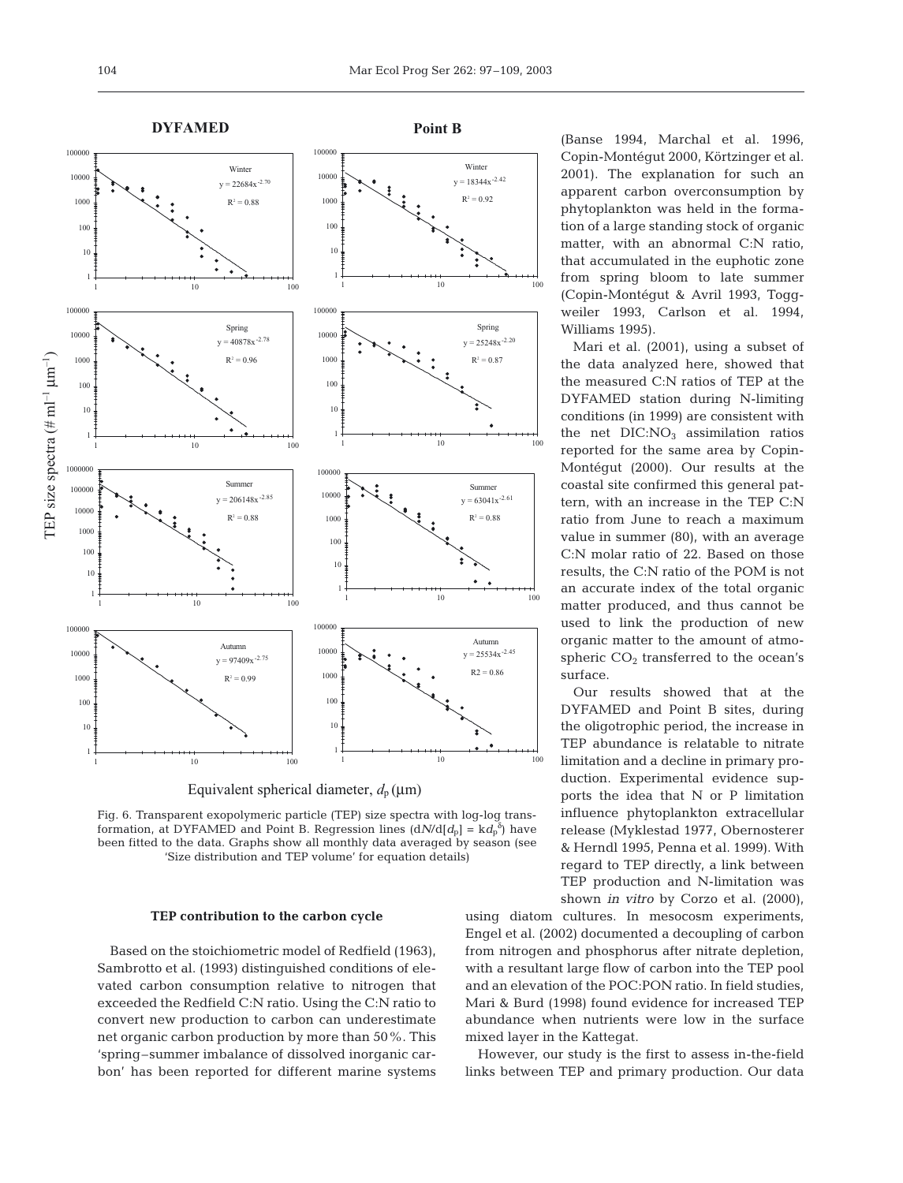Fig. 6. Transparent exopolymeric particle (TEP) size spectra with log-log transformation, at DYFAMED and Point B. Regression lines ($dN/d[d_p] = kd_p^{\delta}$) have been fitted to the data. Graphs show all monthly data averaged by season (see 'Size distribution and TEP volume' for equation details)

### TEP contribution to the carbon cycle

Based on the stoichiometric model of Redfield (1963), Sambrotto et al. (1993) distinguished conditions of elevated carbon consumption relative to nitrogen that exceeded the Redfield C:N ratio. Using the C:N ratio to convert new production to carbon can underestimate net organic carbon production by more than 50%. This 'spring–summer imbalance of dissolved inorganic carbon' has been reported for different marine systems (Banse 1994, Marchal et al. 1996, Copin-Montégut 2000, Körtzinger et al. 2001). The explanation for such an apparent carbon overconsumption by phytoplankton was held in the formation of a large standing stock of organic matter, with an abnormal C:N ratio, that accumulated in the euphotic zone from spring bloom to late summer (Copin-Montégut & Avril 1993, Toggweiler 1993, Carlson et al. 1994, Williams 1995).

Mari et al. (2001), using a subset of the data analyzed here, showed that the measured C:N ratios of TEP at the DYFAMED station during N-limiting conditions (in 1999) are consistent with the net $DIC:NO_3$ assimilation ratios reported for the same area by Copin-Montégut (2000). Our results at the coastal site confirmed this general pattern, with an increase in the TEP C:N ratio from June to reach a maximum value in summer (80), with an average C:N molar ratio of 22. Based on those results, the C:N ratio of the POM is not an accurate index of the total organic matter produced, and thus cannot be used to link the production of new organic matter to the amount of atmospheric $CO_2$ transferred to the ocean's surface.

Our results showed that at the DYFAMED and Point B sites, during the oligotrophic period, the increase in TEP abundance is relatable to nitrate limitation and a decline in primary production. Experimental evidence supports the idea that N or P limitation influence phytoplankton extracellular release (Myklestad 1977, Obernosterer & Herndl 1995, Penna et al. 1999). With regard to TEP directly, a link between TEP production and N-limitation was shown *in vitro* by Corzo et al. (2000), using diatom cultures. In mesocosm experiments, Engel et al. (2002) documented a decoupling of carbon from nitrogen and phosphorus after nitrate depletion, with a resultant large flow of carbon into the TEP pool and an elevation of the POC:PON ratio. In field studies, Mari & Burd (1998) found evidence for increased TEP abundance when nutrients were low in the surface mixed layer in the Kattegat.

However, our study is the first to assess in-the-field links between TEP and primary production. Our data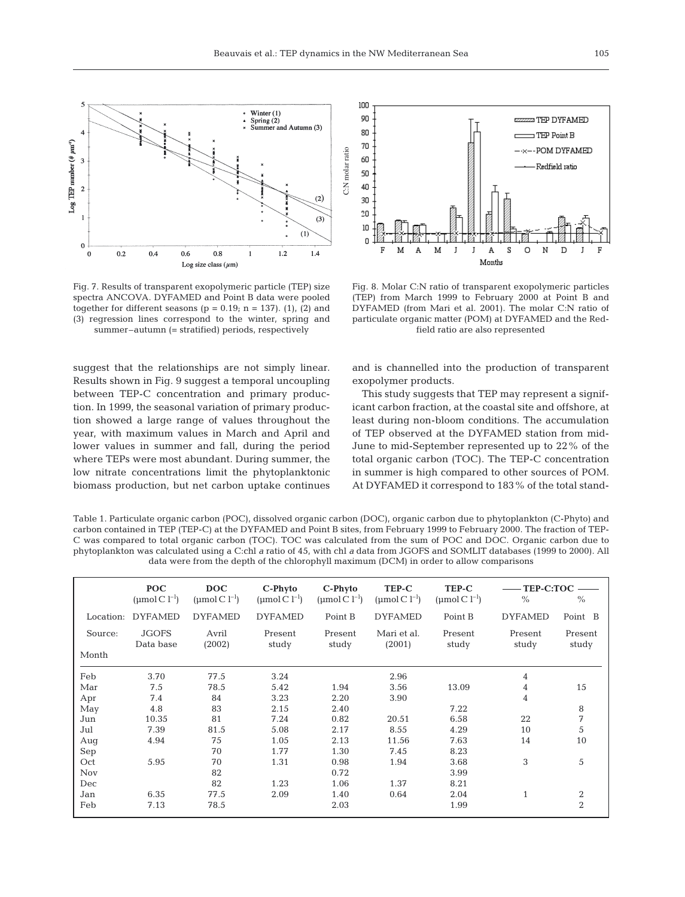Fig. 7. Results of transparent exopolymeric particle (TEP) size spectra ANCOVA. DYFAMED and Point B data were pooled together for different seasons ($p = 0.19$; $n = 137$). (1), (2) and (3) regression lines correspond to the winter, spring and summer–autumn (= stratified) periods, respectively

Fig. 8. Molar C:N ratio of transparent exopolymeric particles (TEP) from March 1999 to February 2000 at Point B and DYFAMED (from Mari et al. 2001). The molar C:N ratio of particulate organic matter (POM) at DYFAMED and the Redfield ratio are also represented

suggest that the relationships are not simply linear. Results shown in Fig. 9 suggest a temporal uncoupling between TEP-C concentration and primary production. In 1999, the seasonal variation of primary production showed a large range of values throughout the year, with maximum values in March and April and lower values in summer and fall, during the period where TEPs were most abundant. During summer, the low nitrate concentrations limit the phytoplanktonic biomass production, but net carbon uptake continues and is channelled into the production of transparent exopolymer products.

This study suggests that TEP may represent a significant carbon fraction, at the coastal site and offshore, at least during non-bloom conditions. The accumulation of TEP observed at the DYFAMED station from mid-June to mid-September represented up to 22% of the total organic carbon (TOC). The TEP-C concentration in summer is high compared to other sources of POM. At DYFAMED it correspond to 183% of the total stand-

Table 1. Particulate organic carbon (POC), dissolved organic carbon (DOC), organic carbon due to phytoplankton (C-Phyto) and carbon contained in TEP (TEP-C) at the DYFAMED and Point B sites, from February 1999 to February 2000. The fraction of TEP-C was compared to total organic carbon (TOC). TOC was calculated from the sum of POC and DOC. Organic carbon due to phytoplankton was calculated using a C:chl *a* ratio of 45, with chl *a* data from JGOFS and SOMLIT databases (1999 to 2000). All data were from the depth of the chlorophyll maximum (DCM) in order to allow comparisons

| | POC ($\mu$mol C $l^{-1}$) | DOC ($\mu$mol C $l^{-1}$) | C-Phyto ($\mu$mol C $l^{-1}$) | C-Phyto ($\mu$mol C $l^{-1}$) | TEP-C ($\mu$mol C $l^{-1}$) | TEP-C ($\mu$mol C $l^{-1}$) | TEP-C:TOC % | TEP-C:TOC % |
|---|---|---|---|---|---|---|---|---|
| Location: | DYFAMED | DYFAMED | DYFAMED | Point B | DYFAMED | Point B | DYFAMED | Point B |
| Source: | JGOFS Data base | Avril (2002) | Present study | Present study | Mari et al. (2001) | Present study | Present study | Present study |
| Month | | | | | | | | |
| Feb | 3.70 | 77.5 | 3.24 | | 2.96 | | 4 | |
| Mar | 7.5 | 78.5 | 5.42 | 1.94 | 3.56 | 13.09 | 4 | 15 |
| Apr | 7.4 | 84 | 3.23 | 2.20 | 3.90 | | 4 | |
| May | 4.8 | 83 | 2.15 | 2.40 | | 7.22 | | 8 |
| Jun | 10.35 | 81 | 7.24 | 0.82 | 20.51 | 6.58 | 22 | 7 |
| Jul | 7.39 | 81.5 | 5.08 | 2.17 | 8.55 | 4.29 | 10 | 5 |
| Aug | 4.94 | 75 | 1.05 | 2.13 | 11.56 | 7.63 | 14 | 10 |
| Sep | | 70 | 1.77 | 1.30 | 7.45 | 8.23 | | |
| Oct | 5.95 | 70 | 1.31 | 0.98 | 1.94 | 3.68 | 3 | 5 |
| Nov | | 82 | | 0.72 | | 3.99 | | |
| Dec | | 82 | 1.23 | 1.06 | 1.37 | 8.21 | | |
| Jan | 6.35 | 77.5 | 2.09 | 1.40 | 0.64 | 2.04 | 1 | 2 |
| Feb | 7.13 | 78.5 | | 2.03 | | 1.99 | | 2 |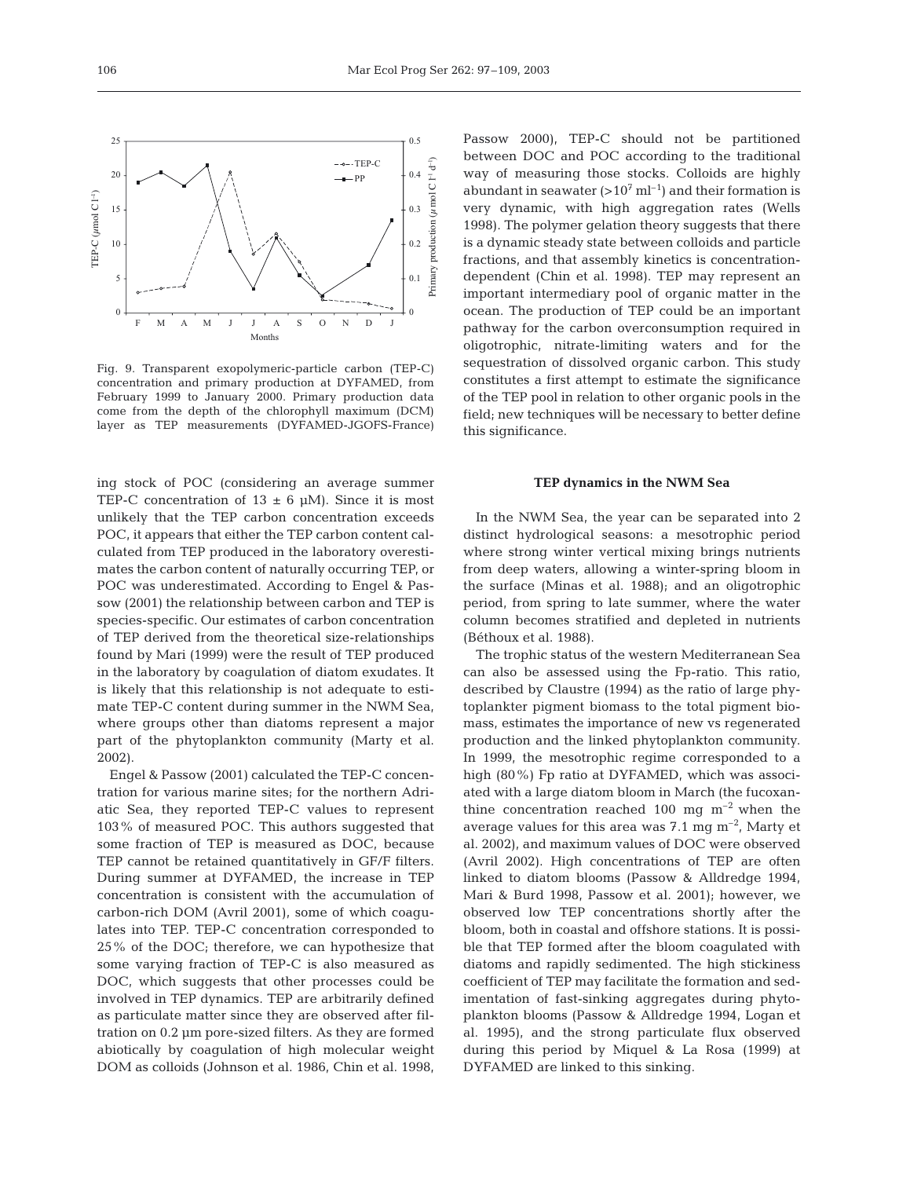Fig. 9. Transparent exopolymeric-particle carbon (TEP-C) concentration and primary production at DYFAMED, from February 1999 to January 2000. Primary production data come from the depth of the chlorophyll maximum (DCM) layer as TEP measurements (DYFAMED-JGOFS-France)

ing stock of POC (considering an average summer TEP-C concentration of 13 ± 6 µM). Since it is most unlikely that the TEP carbon concentration exceeds POC, it appears that either the TEP carbon content calculated from TEP produced in the laboratory overestimates the carbon content of naturally occurring TEP, or POC was underestimated. According to Engel & Passow (2001) the relationship between carbon and TEP is species-specific. Our estimates of carbon concentration of TEP derived from the theoretical size-relationships found by Mari (1999) were the result of TEP produced in the laboratory by coagulation of diatom exudates. It is likely that this relationship is not adequate to estimate TEP-C content during summer in the NWM Sea, where groups other than diatoms represent a major part of the phytoplankton community (Marty et al. 2002).

Engel & Passow (2001) calculated the TEP-C concentration for various marine sites; for the northern Adriatic Sea, they reported TEP-C values to represent 103% of measured POC. This authors suggested that some fraction of TEP is measured as DOC, because TEP cannot be retained quantitatively in GF/F filters. During summer at DYFAMED, the increase in TEP concentration is consistent with the accumulation of carbon-rich DOM (Avril 2001), some of which coagulates into TEP. TEP-C concentration corresponded to 25% of the DOC; therefore, we can hypothesize that some varying fraction of TEP-C is also measured as DOC, which suggests that other processes could be involved in TEP dynamics. TEP are arbitrarily defined as particulate matter since they are observed after filtration on 0.2 µm pore-sized filters. As they are formed abiotically by coagulation of high molecular weight DOM as colloids (Johnson et al. 1986, Chin et al. 1998, Passow 2000), TEP-C should not be partitioned between DOC and POC according to the traditional way of measuring those stocks. Colloids are highly abundant in seawater ($>10^7$ ml$^{-1}$) and their formation is very dynamic, with high aggregation rates (Wells 1998). The polymer gelation theory suggests that there is a dynamic steady state between colloids and particle fractions, and that assembly kinetics is concentration-dependent (Chin et al. 1998). TEP may represent an important intermediary pool of organic matter in the ocean. The production of TEP could be an important pathway for the carbon overconsumption required in oligotrophic, nitrate-limiting waters and for the sequestration of dissolved organic carbon. This study constitutes a first attempt to estimate the significance of the TEP pool in relation to other organic pools in the field; new techniques will be necessary to better define this significance.

## TEP dynamics in the NWM Sea

In the NWM Sea, the year can be separated into 2 distinct hydrological seasons: a mesotrophic period where strong winter vertical mixing brings nutrients from deep waters, allowing a winter-spring bloom in the surface (Minas et al. 1988); and an oligotrophic period, from spring to late summer, where the water column becomes stratified and depleted in nutrients (Béthoux et al. 1988).

The trophic status of the western Mediterranean Sea can also be assessed using the Fp-ratio. This ratio, described by Claustre (1994) as the ratio of large phytoplankter pigment biomass to the total pigment biomass, estimates the importance of new vs regenerated production and the linked phytoplankton community. In 1999, the mesotrophic regime corresponded to a high (80%) Fp ratio at DYFAMED, which was associated with a large diatom bloom in March (the fucoxanthine concentration reached 100 mg m$^{-2}$ when the average values for this area was 7.1 mg m$^{-2}$, Marty et al. 2002), and maximum values of DOC were observed (Avril 2002). High concentrations of TEP are often linked to diatom blooms (Passow & Alldredge 1994, Mari & Burd 1998, Passow et al. 2001); however, we observed low TEP concentrations shortly after the bloom, both in coastal and offshore stations. It is possible that TEP formed after the bloom coagulated with diatoms and rapidly sedimented. The high stickiness coefficient of TEP may facilitate the formation and sedimentation of fast-sinking aggregates during phytoplankton blooms (Passow & Alldredge 1994, Logan et al. 1995), and the strong particulate flux observed during this period by Miquel & La Rosa (1999) at DYFAMED are linked to this sinking.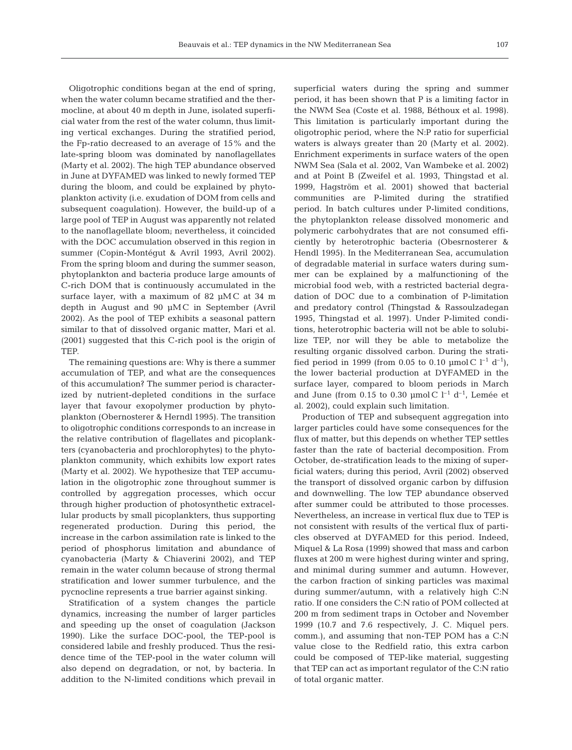Oligotrophic conditions began at the end of spring, when the water column became stratified and the thermocline, at about 40 m depth in June, isolated superficial water from the rest of the water column, thus limiting vertical exchanges. During the stratified period, the Fp-ratio decreased to an average of 15% and the late-spring bloom was dominated by nanoflagellates (Marty et al. 2002). The high TEP abundance observed in June at DYFAMED was linked to newly formed TEP during the bloom, and could be explained by phytoplankton activity (i.e. exudation of DOM from cells and subsequent coagulation). However, the build-up of a large pool of TEP in August was apparently not related to the nanoflagellate bloom; nevertheless, it coincided with the DOC accumulation observed in this region in summer (Copin-Montégut & Avril 1993, Avril 2002). From the spring bloom and during the summer season, phytoplankton and bacteria produce large amounts of C-rich DOM that is continuously accumulated in the surface layer, with a maximum of 82 µM C at 34 m depth in August and 90 µM C in September (Avril 2002). As the pool of TEP exhibits a seasonal pattern similar to that of dissolved organic matter, Mari et al. (2001) suggested that this C-rich pool is the origin of TEP.

The remaining questions are: Why is there a summer accumulation of TEP, and what are the consequences of this accumulation? The summer period is characterized by nutrient-depleted conditions in the surface layer that favour exopolymer production by phytoplankton (Obernosterer & Herndl 1995). The transition to oligotrophic conditions corresponds to an increase in the relative contribution of flagellates and picoplankters (cyanobacteria and prochlorophytes) to the phytoplankton community, which exhibits low export rates (Marty et al. 2002). We hypothesize that TEP accumulation in the oligotrophic zone throughout summer is controlled by aggregation processes, which occur through higher production of photosynthetic extracellular products by small picoplankters, thus supporting regenerated production. During this period, the increase in the carbon assimilation rate is linked to the period of phosphorus limitation and abundance of cyanobacteria (Marty & Chiaverini 2002), and TEP remain in the water column because of strong thermal stratification and lower summer turbulence, and the pycnocline represents a true barrier against sinking.

Stratification of a system changes the particle dynamics, increasing the number of larger particles and speeding up the onset of coagulation (Jackson 1990). Like the surface DOC-pool, the TEP-pool is considered labile and freshly produced. Thus the residence time of the TEP-pool in the water column will also depend on degradation, or not, by bacteria. In addition to the N-limited conditions which prevail in superficial waters during the spring and summer period, it has been shown that P is a limiting factor in the NWM Sea (Coste et al. 1988, Béthoux et al. 1998). This limitation is particularly important during the oligotrophic period, where the N:P ratio for superficial waters is always greater than 20 (Marty et al. 2002). Enrichment experiments in surface waters of the open NWM Sea (Sala et al. 2002, Van Wambeke et al. 2002) and at Point B (Zweifel et al. 1993, Thingstad et al. 1999, Hagström et al. 2001) showed that bacterial communities are P-limited during the stratified period. In batch cultures under P-limited conditions, the phytoplankton release dissolved monomeric and polymeric carbohydrates that are not consumed efficiently by heterotrophic bacteria (Obesrnosterer & Hendl 1995). In the Mediterranean Sea, accumulation of degradable material in surface waters during summer can be explained by a malfunctioning of the microbial food web, with a restricted bacterial degradation of DOC due to a combination of P-limitation and predatory control (Thingstad & Rassoulzadegan 1995, Thingstad et al. 1997). Under P-limited conditions, heterotrophic bacteria will not be able to solubilize TEP, nor will they be able to metabolize the resulting organic dissolved carbon. During the stratified period in 1999 (from 0.05 to 0.10 µmol C $l^{-1}$ $d^{-1}$), the lower bacterial production at DYFAMED in the surface layer, compared to bloom periods in March and June (from 0.15 to 0.30 µmol C $l^{-1}$ $d^{-1}$, Lemée et al. 2002), could explain such limitation.

Production of TEP and subsequent aggregation into larger particles could have some consequences for the flux of matter, but this depends on whether TEP settles faster than the rate of bacterial decomposition. From October, de-stratification leads to the mixing of superficial waters; during this period, Avril (2002) observed the transport of dissolved organic carbon by diffusion and downwelling. The low TEP abundance observed after summer could be attributed to those processes. Nevertheless, an increase in vertical flux due to TEP is not consistent with results of the vertical flux of particles observed at DYFAMED for this period. Indeed, Miquel & La Rosa (1999) showed that mass and carbon fluxes at 200 m were highest during winter and spring, and minimal during summer and autumn. However, the carbon fraction of sinking particles was maximal during summer/autumn, with a relatively high C:N ratio. If one considers the C:N ratio of POM collected at 200 m from sediment traps in October and November 1999 (10.7 and 7.6 respectively, J. C. Miquel pers. comm.), and assuming that non-TEP POM has a C:N value close to the Redfield ratio, this extra carbon could be composed of TEP-like material, suggesting that TEP can act as important regulator of the C:N ratio of total organic matter.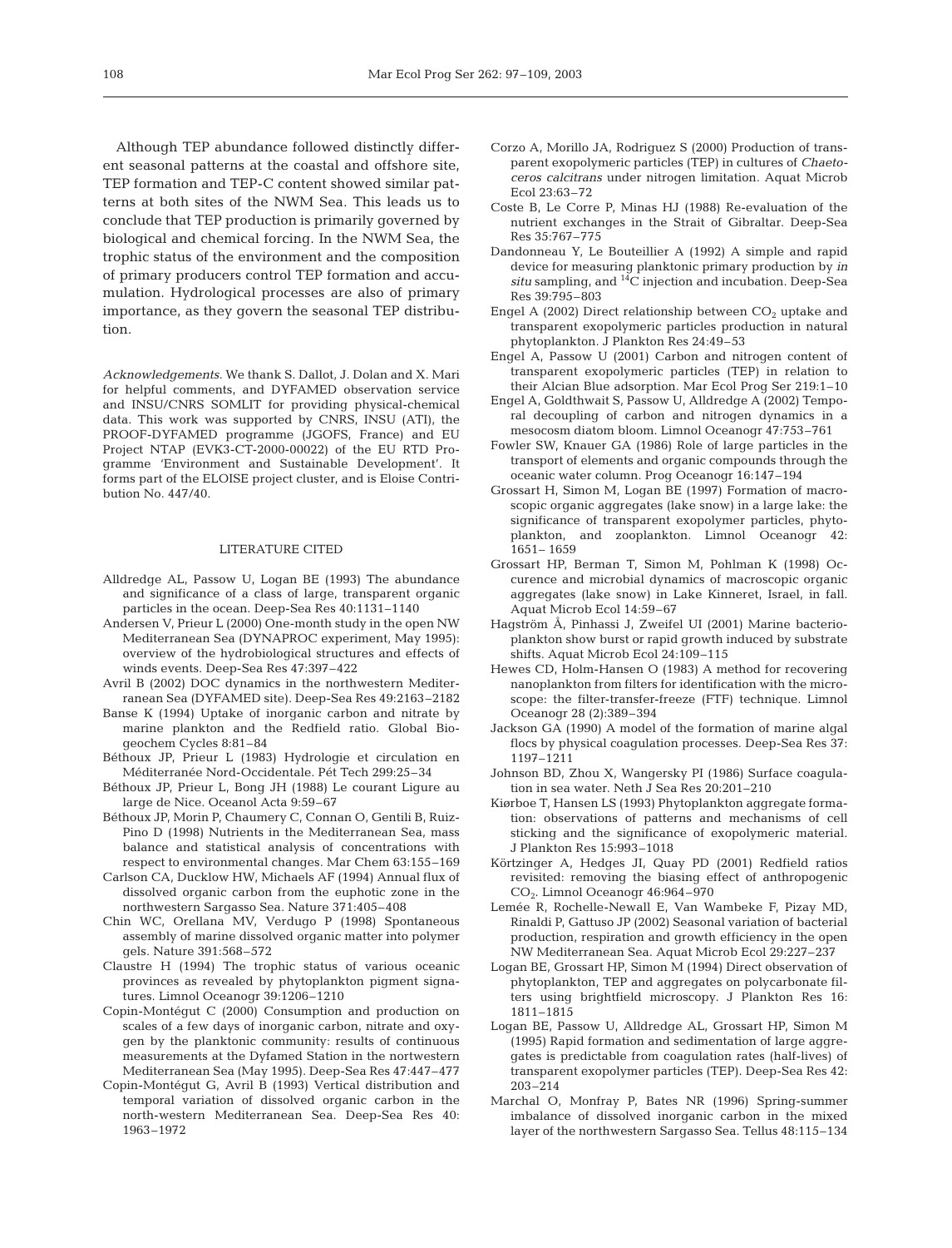Although TEP abundance followed distinctly different seasonal patterns at the coastal and offshore site, TEP formation and TEP-C content showed similar patterns at both sites of the NWM Sea. This leads us to conclude that TEP production is primarily governed by biological and chemical forcing. In the NWM Sea, the trophic status of the environment and the composition of primary producers control TEP formation and accumulation. Hydrological processes are also of primary importance, as they govern the seasonal TEP distribution.

*Acknowledgements.* We thank S. Dallot, J. Dolan and X. Mari for helpful comments, and DYFAMED observation service and INSU/CNRS SOMLIT for providing physical-chemical data. This work was supported by CNRS, INSU (ATI), the PROOF-DYFAMED programme (JGOFS, France) and EU Project NTAP (EVK3-CT-2000-00022) of the EU RTD Programme 'Environment and Sustainable Development'. It forms part of the ELOISE project cluster, and is Eloise Contribution No. 447/40.

## LITERATURE CITED

Alldredge AL, Passow U, Logan BE (1993) The abundance and significance of a class of large, transparent organic particles in the ocean. Deep-Sea Res 40:1131–1140

Andersen V, Prieur L (2000) One-month study in the open NW Mediterranean Sea (DYNAPROC experiment, May 1995): overview of the hydrobiological structures and effects of winds events. Deep-Sea Res 47:397–422

Avril B (2002) DOC dynamics in the northwestern Mediterranean Sea (DYFAMED site). Deep-Sea Res 49:2163–2182

Banse K (1994) Uptake of inorganic carbon and nitrate by marine plankton and the Redfield ratio. Global Biogeochem Cycles 8:81–84

Béthoux JP, Prieur L (1983) Hydrologie et circulation en Méditerranée Nord-Occidentale. Pét Tech 299:25–34

Béthoux JP, Prieur L, Bong JH (1988) Le courant Ligure au large de Nice. Oceanol Acta 9:59–67

Béthoux JP, Morin P, Chaumery C, Connan O, Gentili B, Ruiz-Pino D (1998) Nutrients in the Mediterranean Sea, mass balance and statistical analysis of concentrations with respect to environmental changes. Mar Chem 63:155–169

Carlson CA, Ducklow HW, Michaels AF (1994) Annual flux of dissolved organic carbon from the euphotic zone in the northwestern Sargasso Sea. Nature 371:405–408

Chin WC, Orellana MV, Verdugo P (1998) Spontaneous assembly of marine dissolved organic matter into polymer gels. Nature 391:568–572

Claustre H (1994) The trophic status of various oceanic provinces as revealed by phytoplankton pigment signatures. Limnol Oceanogr 39:1206–1210

Copin-Montégut C (2000) Consumption and production on scales of a few days of inorganic carbon, nitrate and oxygen by the planktonic community: results of continuous measurements at the Dyfamed Station in the northwestern Mediterranean Sea (May 1995). Deep-Sea Res 47:447–477

Copin-Montégut G, Avril B (1993) Vertical distribution and temporal variation of dissolved organic carbon in the north-western Mediterranean Sea. Deep-Sea Res 40:1963–1972

Corzo A, Morillo JA, Rodriguez S (2000) Production of transparent exopolymeric particles (TEP) in cultures of *Chaetoceros calcitrans* under nitrogen limitation. Aquat Microb Ecol 23:63–72

Coste B, Le Corre P, Minas HJ (1988) Re-evaluation of the nutrient exchanges in the Strait of Gibraltar. Deep-Sea Res 35:767–775

Dandonneau Y, Le Bouteillier A (1992) A simple and rapid device for measuring planktonic primary production by *in situ* sampling, and $^{14}C$ injection and incubation. Deep-Sea Res 39:795–803

Engel A (2002) Direct relationship between $CO_2$ uptake and transparent exopolymeric particles production in natural phytoplankton. J Plankton Res 24:49–53

Engel A, Passow U (2001) Carbon and nitrogen content of transparent exopolymeric particles (TEP) in relation to their Alcian Blue adsorption. Mar Ecol Prog Ser 219:1–10

Engel A, Goldthwait S, Passow U, Alldredge A (2002) Temporal decoupling of carbon and nitrogen dynamics in a mesocosm diatom bloom. Limnol Oceanogr 47:753–761

Fowler SW, Knauer GA (1986) Role of large particles in the transport of elements and organic compounds through the oceanic water column. Prog Oceanogr 16:147–194

Grossart H, Simon M, Logan BE (1997) Formation of macroscopic organic aggregates (lake snow) in a large lake: the significance of transparent exopolymer particles, phytoplankton, and zooplankton. Limnol Oceanogr 42: 1651–1659

Grossart HP, Berman T, Simon M, Pohlman K (1998) Occurence and microbial dynamics of macroscopic organic aggregates (lake snow) in Lake Kinneret, Israel, in fall. Aquat Microb Ecol 14:59–67

Hagström Å, Pinhassi J, Zweifel UI (2001) Marine bacterioplankton show burst or rapid growth induced by substrate shifts. Aquat Microb Ecol 24:109–115

Hewes CD, Holm-Hansen O (1983) A method for recovering nanoplankton from filters for identification with the microscope: the filter-transfer-freeze (FTF) technique. Limnol Oceanogr 28 (2):389–394

Jackson GA (1990) A model of the formation of marine algal flocs by physical coagulation processes. Deep-Sea Res 37: 1197–1211

Johnson BD, Zhou X, Wangersky PI (1986) Surface coagulation in sea water. Neth J Sea Res 20:201–210

Kiørboe T, Hansen LS (1993) Phytoplankton aggregate formation: observations of patterns and mechanisms of cell sticking and the significance of exopolymeric material. J Plankton Res 15:993–1018

Körtzinger A, Hedges JI, Quay PD (2001) Redfield ratios revisited: removing the biasing effect of anthropogenic $CO_2$. Limnol Oceanogr 46:964–970

Lemée R, Rochelle-Newall E, Van Wambeke F, Pizay MD, Rinaldi P, Gattuso JP (2002) Seasonal variation of bacterial production, respiration and growth efficiency in the open NW Mediterranean Sea. Aquat Microb Ecol 29:227–237

Logan BE, Grossart HP, Simon M (1994) Direct observation of phytoplankton, TEP and aggregates on polycarbonate filters using brightfield microscopy. J Plankton Res 16: 1811–1815

Logan BE, Passow U, Alldredge AL, Grossart HP, Simon M (1995) Rapid formation and sedimentation of large aggregates is predictable from coagulation rates (half-lives) of transparent exopolymer particles (TEP). Deep-Sea Res 42: 203–214

Marchal O, Monfray P, Bates NR (1996) Spring-summer imbalance of dissolved inorganic carbon in the mixed layer of the northwestern Sargasso Sea. Tellus 48:115–134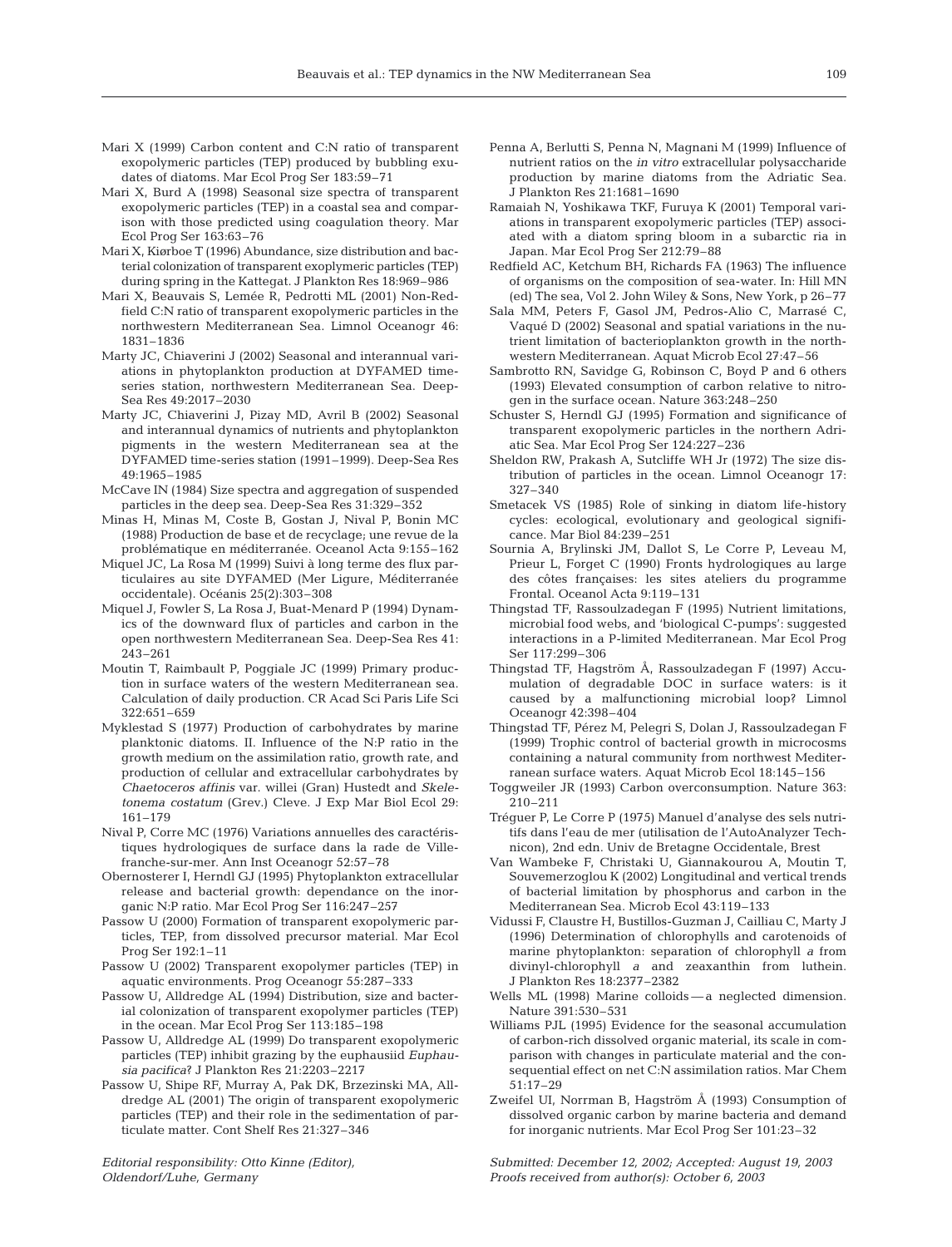Mari X (1999) Carbon content and C:N ratio of transparent exopolymeric particles (TEP) produced by bubbling exudates of diatoms. Mar Ecol Prog Ser 183:59–71

Mari X, Burd A (1998) Seasonal size spectra of transparent exopolymeric particles (TEP) in a coastal sea and comparison with those predicted using coagulation theory. Mar Ecol Prog Ser 163:63–76

Mari X, Kiørboe T (1996) Abundance, size distribution and bacterial colonization of transparent exoplymeric particles (TEP) during spring in the Kattegat. J Plankton Res 18:969–986

Mari X, Beauvais S, Lemée R, Pedrotti ML (2001) Non-Redfield C:N ratio of transparent exopolymeric particles in the northwestern Mediterranean Sea. Limnol Oceanogr 46: 1831–1836

Marty JC, Chiaverini J (2002) Seasonal and interannual variations in phytoplankton production at DYFAMED time-series station, northwestern Mediterranean Sea. Deep-Sea Res 49:2017–2030

Marty JC, Chiaverini J, Pizay MD, Avril B (2002) Seasonal and interannual dynamics of nutrients and phytoplankton pigments in the western Mediterranean sea at the DYFAMED time-series station (1991–1999). Deep-Sea Res 49:1965–1985

McCave IN (1984) Size spectra and aggregation of suspended particles in the deep sea. Deep-Sea Res 31:329–352

Minas H, Minas M, Coste B, Gostan J, Nival P, Bonin MC (1988) Production de base et de recyclage; une revue de la problématique en méditerranée. Oceanol Acta 9:155–162

Miquel JC, La Rosa M (1999) Suivi à long terme des flux particulaires au site DYFAMED (Mer Ligure, Méditerranée occidentale). Océanis 25(2):303–308

Miquel J, Fowler S, La Rosa J, Buat-Menard P (1994) Dynamics of the downward flux of particles and carbon in the open northwestern Mediterranean Sea. Deep-Sea Res 41: 243–261

Moutin T, Raimbault P, Poggiale JC (1999) Primary production in surface waters of the western Mediterranean sea. Calculation of daily production. CR Acad Sci Paris Life Sci 322:651–659

Myklestad S (1977) Production of carbohydrates by marine planktonic diatoms. II. Influence of the N:P ratio in the growth medium on the assimilation ratio, growth rate, and production of cellular and extracellular carbohydrates by *Chaetoceros affinis* var. willei (Gran) Hustedt and *Skeletonema costatum* (Grev.) Cleve. J Exp Mar Biol Ecol 29: 161–179

Nival P, Corre MC (1976) Variations annuelles des caractéristiques hydrologiques de surface dans la rade de Villefranche-sur-mer. Ann Inst Oceanogr 52:57–78

Obernosterer I, Herndl GJ (1995) Phytoplankton extracellular release and bacterial growth: dependance on the inorganic N:P ratio. Mar Ecol Prog Ser 116:247–257

Passow U (2000) Formation of transparent exopolymeric particles, TEP, from dissolved precursor material. Mar Ecol Prog Ser 192:1–11

Passow U (2002) Transparent exopolymer particles (TEP) in aquatic environments. Prog Oceanogr 55:287–333

Passow U, Alldredge AL (1994) Distribution, size and bacterial colonization of transparent exopolymer particles (TEP) in the ocean. Mar Ecol Prog Ser 113:185–198

Passow U, Alldredge AL (1999) Do transparent exopolymeric particles (TEP) inhibit grazing by the euphausiid *Euphausia pacifica*? J Plankton Res 21:2203–2217

Passow U, Shipe RF, Murray A, Pak DK, Brzezinski MA, Alldredge AL (2001) The origin of transparent exopolymeric particles (TEP) and their role in the sedimentation of particulate matter. Cont Shelf Res 21:327–346

Penna A, Berlutti S, Penna N, Magnani M (1999) Influence of nutrient ratios on the *in vitro* extracellular polysaccharide production by marine diatoms from the Adriatic Sea. J Plankton Res 21:1681–1690

Ramaiah N, Yoshikawa TKF, Furuya K (2001) Temporal variations in transparent exopolymeric particles (TEP) associated with a diatom spring bloom in a subarctic ria in Japan. Mar Ecol Prog Ser 212:79–88

Redfield AC, Ketchum BH, Richards FA (1963) The influence of organisms on the composition of sea-water. In: Hill MN (ed) The sea, Vol 2. John Wiley & Sons, New York, p 26–77

Sala MM, Peters F, Gasol JM, Pedros-Alio C, Marrasé C, Vaqué D (2002) Seasonal and spatial variations in the nutrient limitation of bacterioplankton growth in the northwestern Mediterranean. Aquat Microb Ecol 27:47–56

Sambrotto RN, Savidge G, Robinson C, Boyd P and 6 others (1993) Elevated consumption of carbon relative to nitrogen in the surface ocean. Nature 363:248–250

Schuster S, Herndl GJ (1995) Formation and significance of transparent exopolymeric particles in the northern Adriatic Sea. Mar Ecol Prog Ser 124:227–236

Sheldon RW, Prakash A, Sutcliffe WH Jr (1972) The size distribution of particles in the ocean. Limnol Oceanogr 17: 327–340

Smetacek VS (1985) Role of sinking in diatom life-history cycles: ecological, evolutionary and geological significance. Mar Biol 84:239–251

Sournia A, Brylinski JM, Dallot S, Le Corre P, Leveau M, Prieur L, Forget C (1990) Fronts hydrologiques au large des côtes françaises: les sites ateliers du programme Frontal. Oceanol Acta 9:119–131

Thingstad TF, Rassoulzadegan F (1995) Nutrient limitations, microbial food webs, and 'biological C-pumps': suggested interactions in a P-limited Mediterranean. Mar Ecol Prog Ser 117:299–306

Thingstad TF, Hagström Å, Rassoulzadegan F (1997) Accumulation of degradable DOC in surface waters: is it caused by a malfunctioning microbial loop? Limnol Oceanogr 42:398–404

Thingstad TF, Pérez M, Pelegri S, Dolan J, Rassoulzadegan F (1999) Trophic control of bacterial growth in microcosms containing a natural community from northwest Mediterranean surface waters. Aquat Microb Ecol 18:145–156

Toggweiler JR (1993) Carbon overconsumption. Nature 363: 210–211

Tréguer P, Le Corre P (1975) Manuel d'analyse des sels nutritifs dans l'eau de mer (utilisation de l'AutoAnalyzer Technicon), 2nd edn. Univ de Bretagne Occidentale, Brest

Van Wambeke F, Christaki U, Giannakourou A, Moutin T, Souvemerzoglou K (2002) Longitudinal and vertical trends of bacterial limitation by phosphorus and carbon in the Mediterranean Sea. Microb Ecol 43:119–133

Vidussi F, Claustre H, Bustillos-Guzman J, Cailliau C, Marty J (1996) Determination of chlorophylls and carotenoids of marine phytoplankton: separation of chlorophyll *a* from divinyl-chlorophyll *a* and zeaxanthin from luthein. J Plankton Res 18:2377–2382

Wells ML (1998) Marine colloids — a neglected dimension. Nature 391:530–531

Williams PJL (1995) Evidence for the seasonal accumulation of carbon-rich dissolved organic material, its scale in comparison with changes in particulate material and the consequential effect on net C:N assimilation ratios. Mar Chem 51:17–29

Zweifel UI, Norrman B, Hagström Å (1993) Consumption of dissolved organic carbon by marine bacteria and demand for inorganic nutrients. Mar Ecol Prog Ser 101:23–32

*Editorial responsibility: Otto Kinne (Editor), Oldendorf/Luhe, Germany*

*Submitted: December 12, 2002; Accepted: August 19, 2003*
*Proofs received from author(s): October 6, 2003*